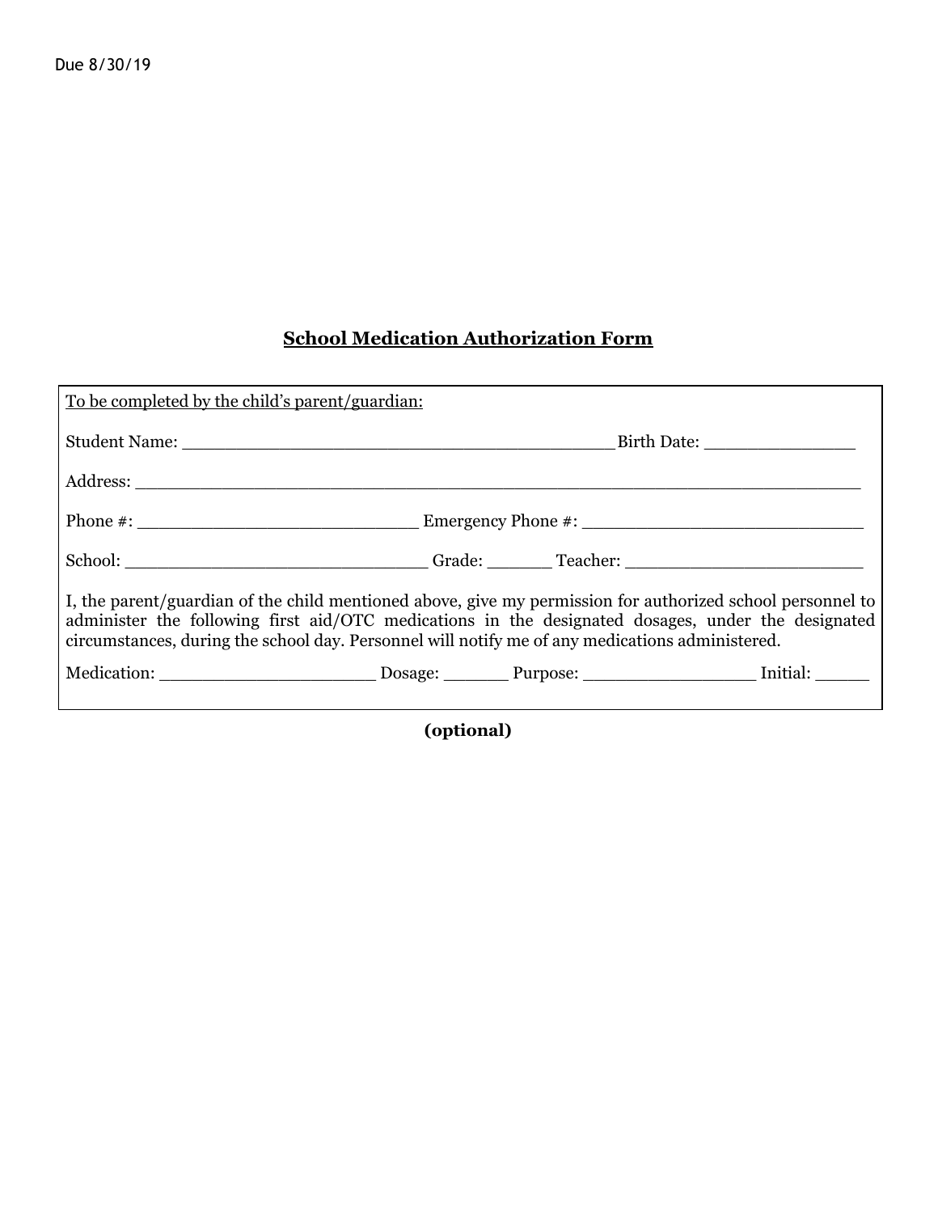Due 8/30/19

## School Medication Authorization Form

To be completed by the child's parent/guardian:

Student Name: ________________________________________ Birth Date: ______________

Address: ____________________________________________________________________

Phone #: __________________________ Emergency Phone #: __________________________

School: ___________________________ Grade: ______ Teacher: _______________________

I, the parent/guardian of the child mentioned above, give my permission for authorized school personnel to administer the following first aid/OTC medications in the designated dosages, under the designated circumstances, during the school day. Personnel will notify me of any medications administered.

Medication: ____________________ Dosage: ______ Purpose: ________________ Initial: _____

**(optional)**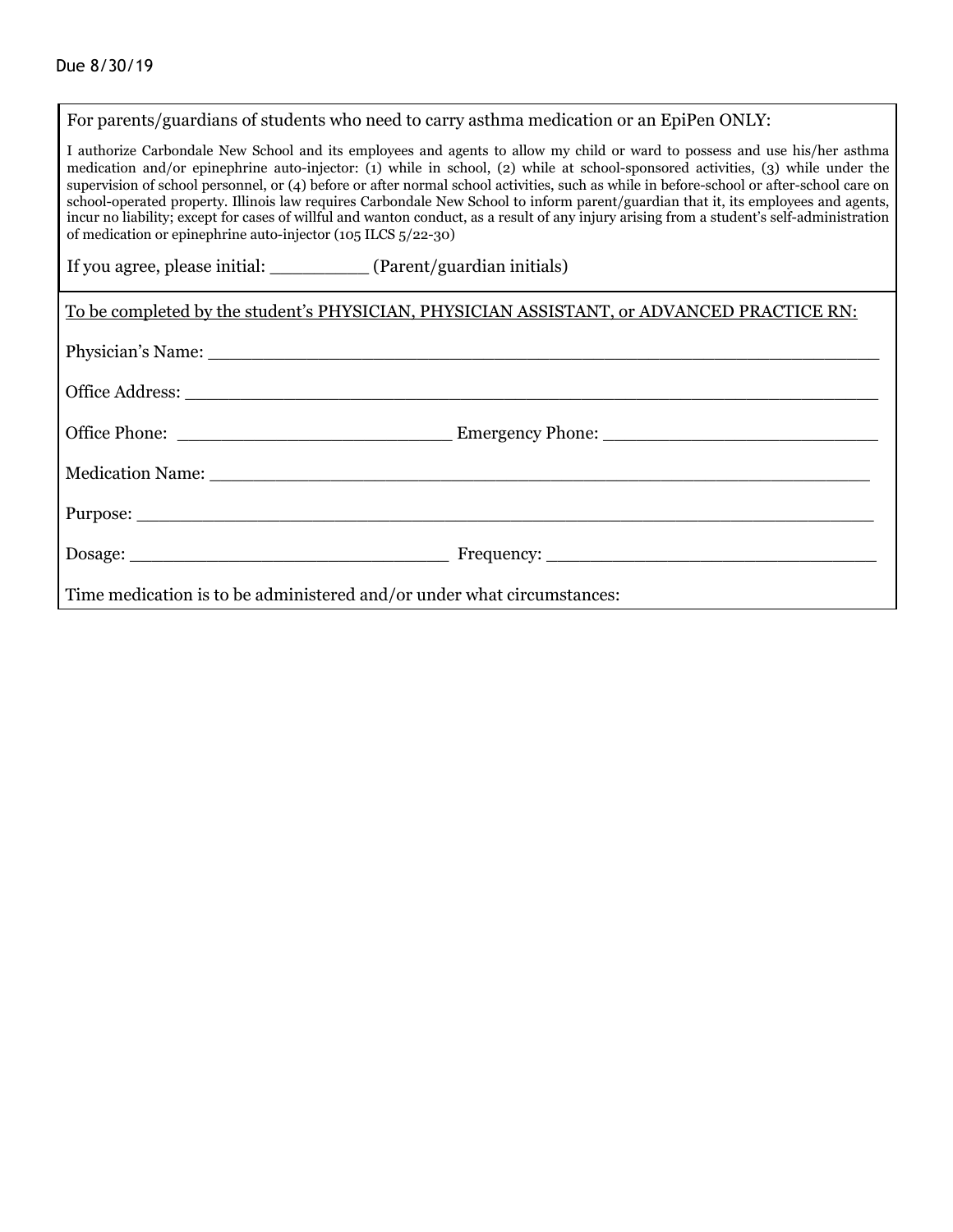Due 8/30/19

For parents/guardians of students who need to carry asthma medication or an EpiPen ONLY:

I authorize Carbondale New School and its employees and agents to allow my child or ward to possess and use his/her asthma medication and/or epinephrine auto-injector: (1) while in school, (2) while at school-sponsored activities, (3) while under the supervision of school personnel, or (4) before or after normal school activities, such as while in before-school or after-school care on school-operated property. Illinois law requires Carbondale New School to inform parent/guardian that it, its employees and agents, incur no liability; except for cases of willful and wanton conduct, as a result of any injury arising from a student's self-administration of medication or epinephrine auto-injector (105 ILCS 5/22-30)

If you agree, please initial: _________ (Parent/guardian initials)

To be completed by the student's PHYSICIAN, PHYSICIAN ASSISTANT, or ADVANCED PRACTICE RN:

Physician's Name: ____________________________________________________________

Office Address: ______________________________________________________________

Office Phone: _________________________ Emergency Phone: _________________________

Medication Name: _____________________________________________________________

Purpose: ____________________________________________________________________

Dosage: _____________________________ Frequency: ______________________________

Time medication is to be administered and/or under what circumstances: